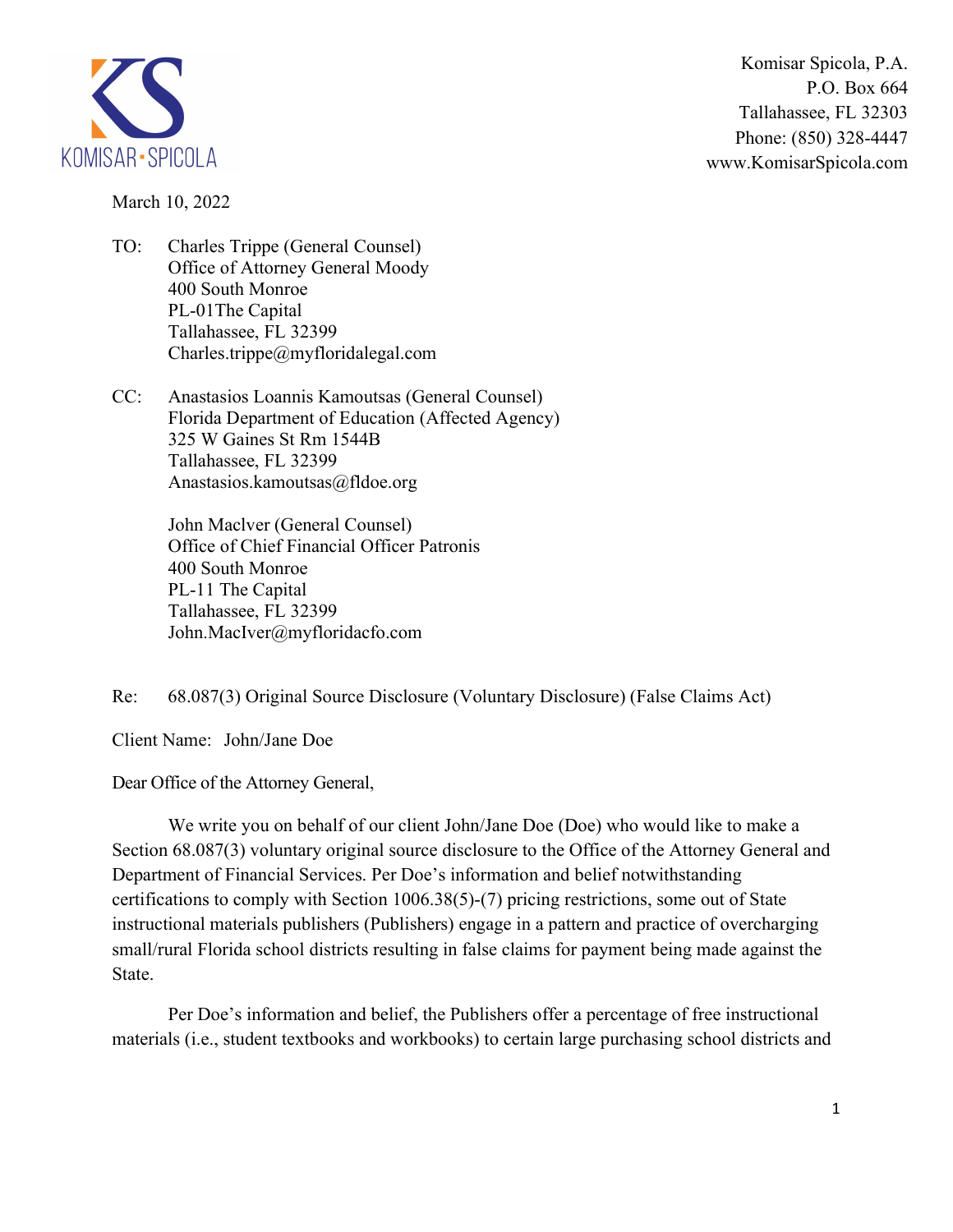Komisar Spicola, P.A.
P.O. Box 664
Tallahassee, FL 32303
Phone: (850) 328-4447
www.KomisarSpicola.com

March 10, 2022

TO: Charles Trippe (General Counsel)
Office of Attorney General Moody
400 South Monroe
PL-01The Capital
Tallahassee, FL 32399
Charles.trippe@myfloridalegal.com

CC: Anastasios Loannis Kamoutsas (General Counsel)
Florida Department of Education (Affected Agency)
325 W Gaines St Rm 1544B
Tallahassee, FL 32399
Anastasios.kamoutsas@fldoe.org

John Maclver (General Counsel)
Office of Chief Financial Officer Patronis
400 South Monroe
PL-11 The Capital
Tallahassee, FL 32399
John.MacIver@myfloridacfo.com

Re: 68.087(3) Original Source Disclosure (Voluntary Disclosure) (False Claims Act)

Client Name: John/Jane Doe

Dear Office of the Attorney General,

We write you on behalf of our client John/Jane Doe (Doe) who would like to make a Section 68.087(3) voluntary original source disclosure to the Office of the Attorney General and Department of Financial Services. Per Doe's information and belief notwithstanding certifications to comply with Section 1006.38(5)-(7) pricing restrictions, some out of State instructional materials publishers (Publishers) engage in a pattern and practice of overcharging small/rural Florida school districts resulting in false claims for payment being made against the State.

Per Doe's information and belief, the Publishers offer a percentage of free instructional materials (i.e., student textbooks and workbooks) to certain large purchasing school districts and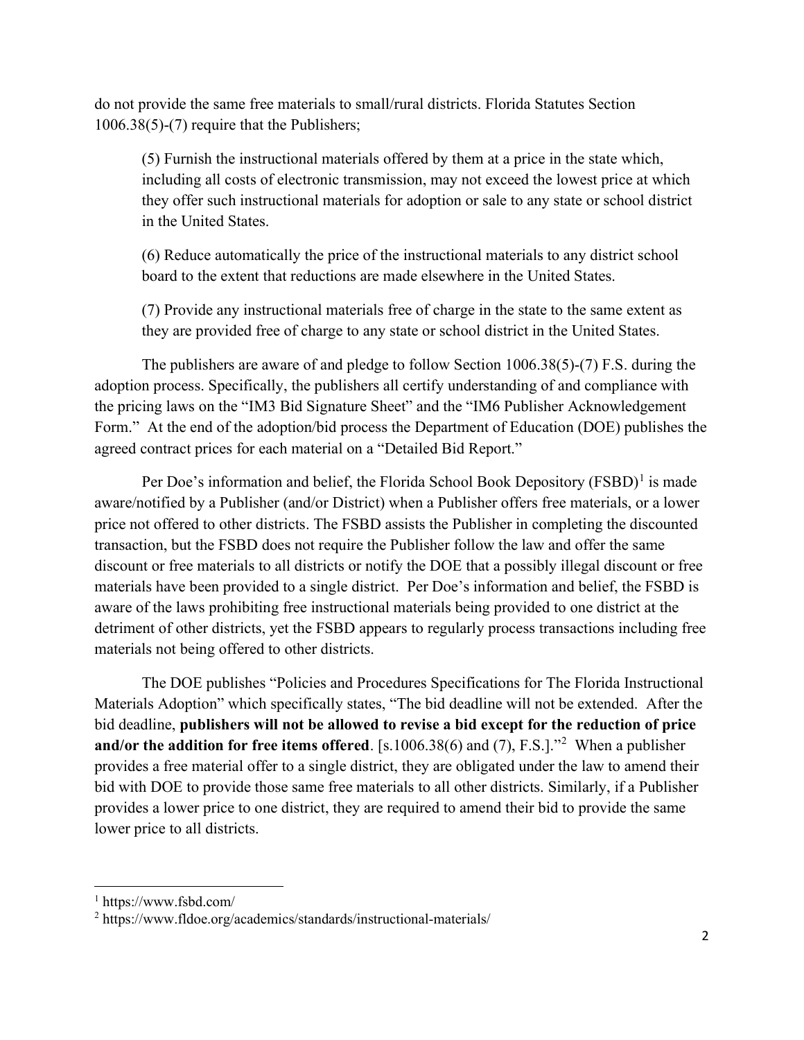do not provide the same free materials to small/rural districts. Florida Statutes Section 1006.38(5)-(7) require that the Publishers;

> (5) Furnish the instructional materials offered by them at a price in the state which, including all costs of electronic transmission, may not exceed the lowest price at which they offer such instructional materials for adoption or sale to any state or school district in the United States.
>
> (6) Reduce automatically the price of the instructional materials to any district school board to the extent that reductions are made elsewhere in the United States.
>
> (7) Provide any instructional materials free of charge in the state to the same extent as they are provided free of charge to any state or school district in the United States.

The publishers are aware of and pledge to follow Section 1006.38(5)-(7) F.S. during the adoption process. Specifically, the publishers all certify understanding of and compliance with the pricing laws on the "IM3 Bid Signature Sheet" and the "IM6 Publisher Acknowledgement Form." At the end of the adoption/bid process the Department of Education (DOE) publishes the agreed contract prices for each material on a "Detailed Bid Report."

Per Doe's information and belief, the Florida School Book Depository (FSBD)[1] is made aware/notified by a Publisher (and/or District) when a Publisher offers free materials, or a lower price not offered to other districts. The FSBD assists the Publisher in completing the discounted transaction, but the FSBD does not require the Publisher follow the law and offer the same discount or free materials to all districts or notify the DOE that a possibly illegal discount or free materials have been provided to a single district. Per Doe's information and belief, the FSBD is aware of the laws prohibiting free instructional materials being provided to one district at the detriment of other districts, yet the FSBD appears to regularly process transactions including free materials not being offered to other districts.

The DOE publishes "Policies and Procedures Specifications for The Florida Instructional Materials Adoption" which specifically states, "The bid deadline will not be extended. After the bid deadline, **publishers will not be allowed to revise a bid except for the reduction of price and/or the addition for free items offered**. [s.1006.38(6) and (7), F.S.]."[2] When a publisher provides a free material offer to a single district, they are obligated under the law to amend their bid with DOE to provide those same free materials to all other districts. Similarly, if a Publisher provides a lower price to one district, they are required to amend their bid to provide the same lower price to all districts.

---

[1] https://www.fsbd.com/

[2] https://www.fldoe.org/academics/standards/instructional-materials/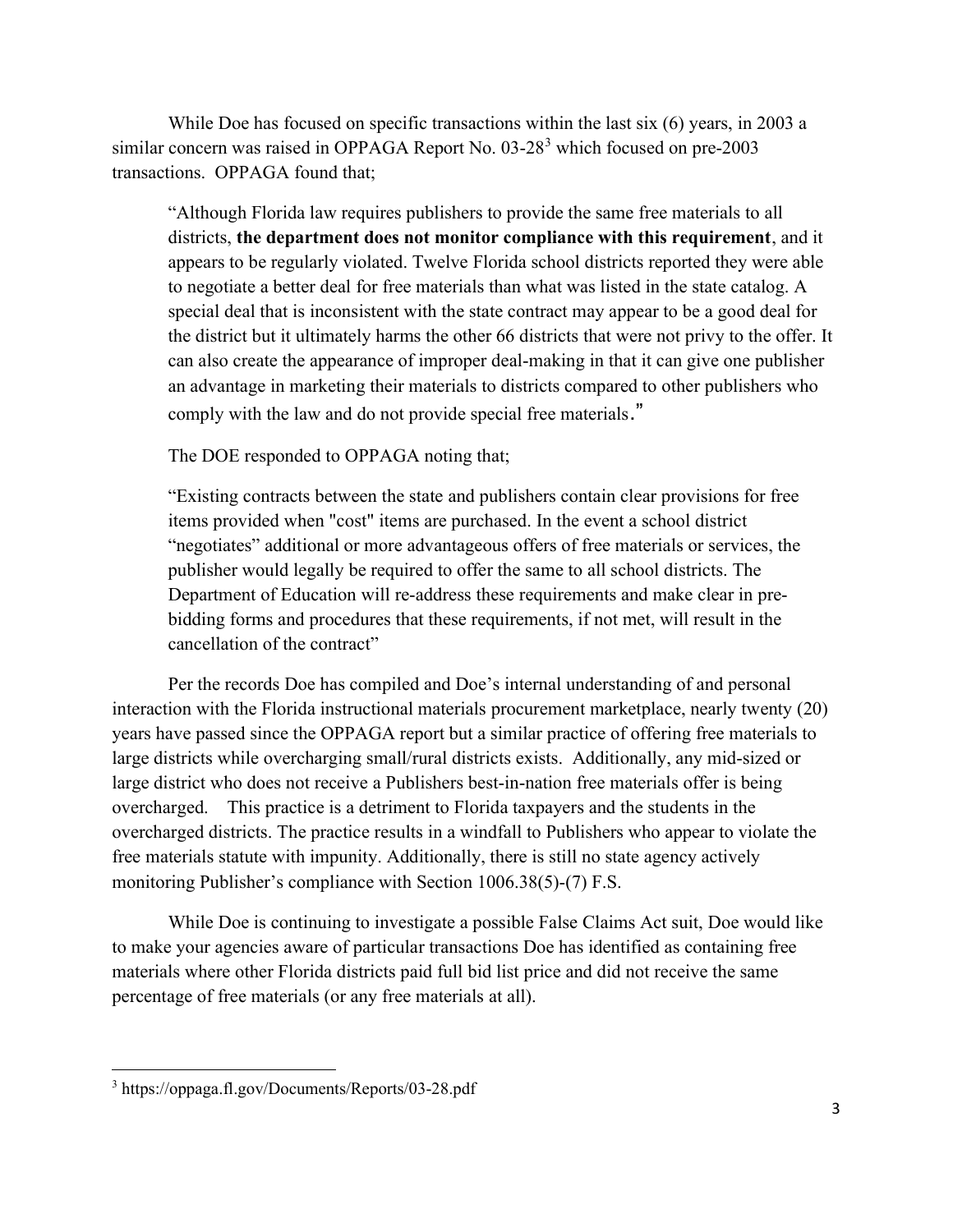While Doe has focused on specific transactions within the last six (6) years, in 2003 a similar concern was raised in OPPAGA Report No. 03-28[3] which focused on pre-2003 transactions. OPPAGA found that;

> "Although Florida law requires publishers to provide the same free materials to all districts, **the department does not monitor compliance with this requirement**, and it appears to be regularly violated. Twelve Florida school districts reported they were able to negotiate a better deal for free materials than what was listed in the state catalog. A special deal that is inconsistent with the state contract may appear to be a good deal for the district but it ultimately harms the other 66 districts that were not privy to the offer. It can also create the appearance of improper deal-making in that it can give one publisher an advantage in marketing their materials to districts compared to other publishers who comply with the law and do not provide special free materials."

> The DOE responded to OPPAGA noting that;

> "Existing contracts between the state and publishers contain clear provisions for free items provided when "cost" items are purchased. In the event a school district "negotiates" additional or more advantageous offers of free materials or services, the publisher would legally be required to offer the same to all school districts. The Department of Education will re-address these requirements and make clear in pre-bidding forms and procedures that these requirements, if not met, will result in the cancellation of the contract"

Per the records Doe has compiled and Doe's internal understanding of and personal interaction with the Florida instructional materials procurement marketplace, nearly twenty (20) years have passed since the OPPAGA report but a similar practice of offering free materials to large districts while overcharging small/rural districts exists. Additionally, any mid-sized or large district who does not receive a Publishers best-in-nation free materials offer is being overcharged. This practice is a detriment to Florida taxpayers and the students in the overcharged districts. The practice results in a windfall to Publishers who appear to violate the free materials statute with impunity. Additionally, there is still no state agency actively monitoring Publisher's compliance with Section 1006.38(5)-(7) F.S.

While Doe is continuing to investigate a possible False Claims Act suit, Doe would like to make your agencies aware of particular transactions Doe has identified as containing free materials where other Florida districts paid full bid list price and did not receive the same percentage of free materials (or any free materials at all).

[3] https://oppaga.fl.gov/Documents/Reports/03-28.pdf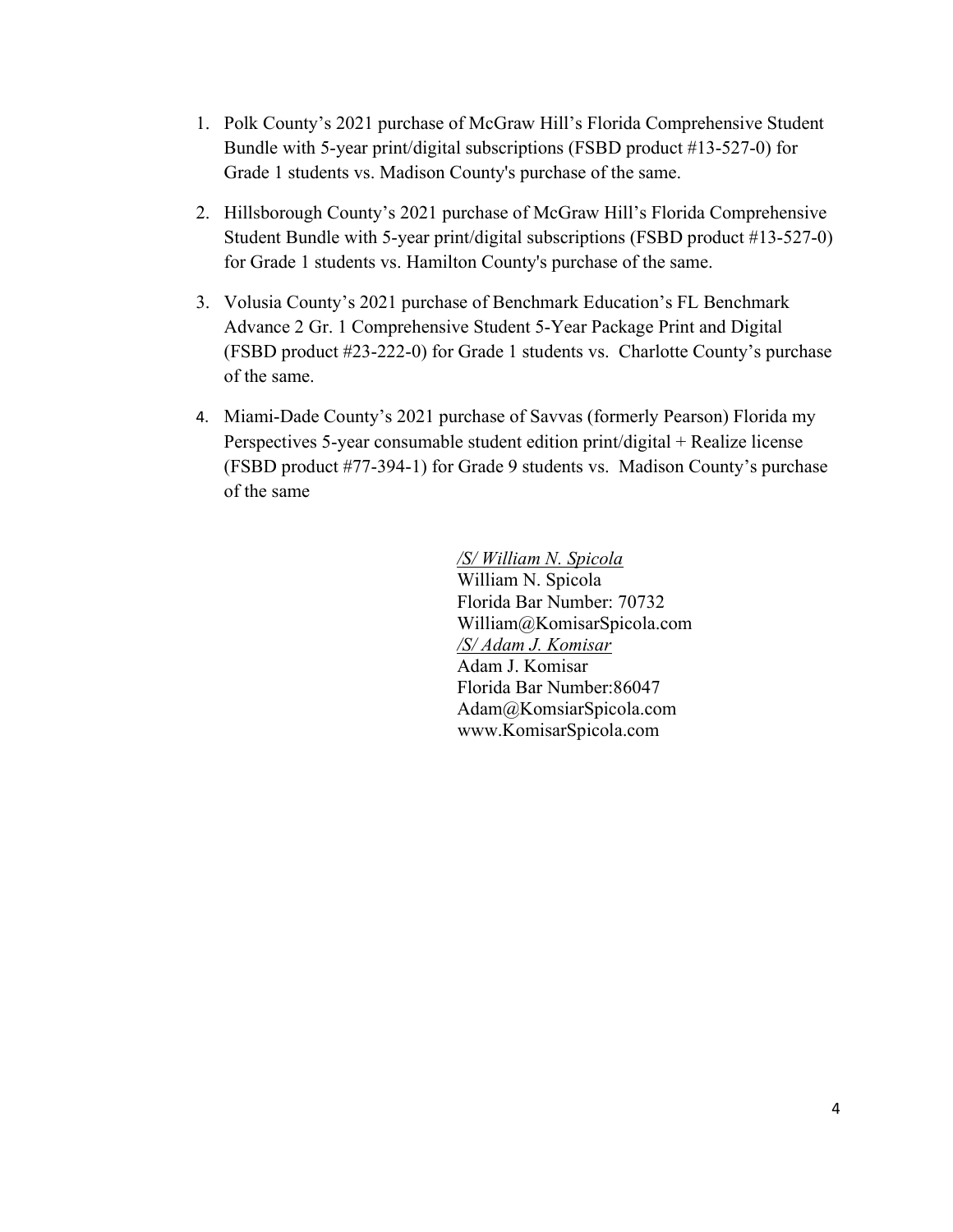1. Polk County's 2021 purchase of McGraw Hill's Florida Comprehensive Student Bundle with 5-year print/digital subscriptions (FSBD product #13-527-0) for Grade 1 students vs. Madison County's purchase of the same.

2. Hillsborough County's 2021 purchase of McGraw Hill's Florida Comprehensive Student Bundle with 5-year print/digital subscriptions (FSBD product #13-527-0) for Grade 1 students vs. Hamilton County's purchase of the same.

3. Volusia County's 2021 purchase of Benchmark Education's FL Benchmark Advance 2 Gr. 1 Comprehensive Student 5-Year Package Print and Digital (FSBD product #23-222-0) for Grade 1 students vs. Charlotte County's purchase of the same.

4. Miami-Dade County's 2021 purchase of Savvas (formerly Pearson) Florida my Perspectives 5-year consumable student edition print/digital + Realize license (FSBD product #77-394-1) for Grade 9 students vs. Madison County's purchase of the same

*/S/ William N. Spicola*
William N. Spicola
Florida Bar Number: 70732
William@KomisarSpicola.com
*/S/ Adam J. Komisar*
Adam J. Komisar
Florida Bar Number:86047
Adam@KomsiarSpicola.com
www.KomisarSpicola.com